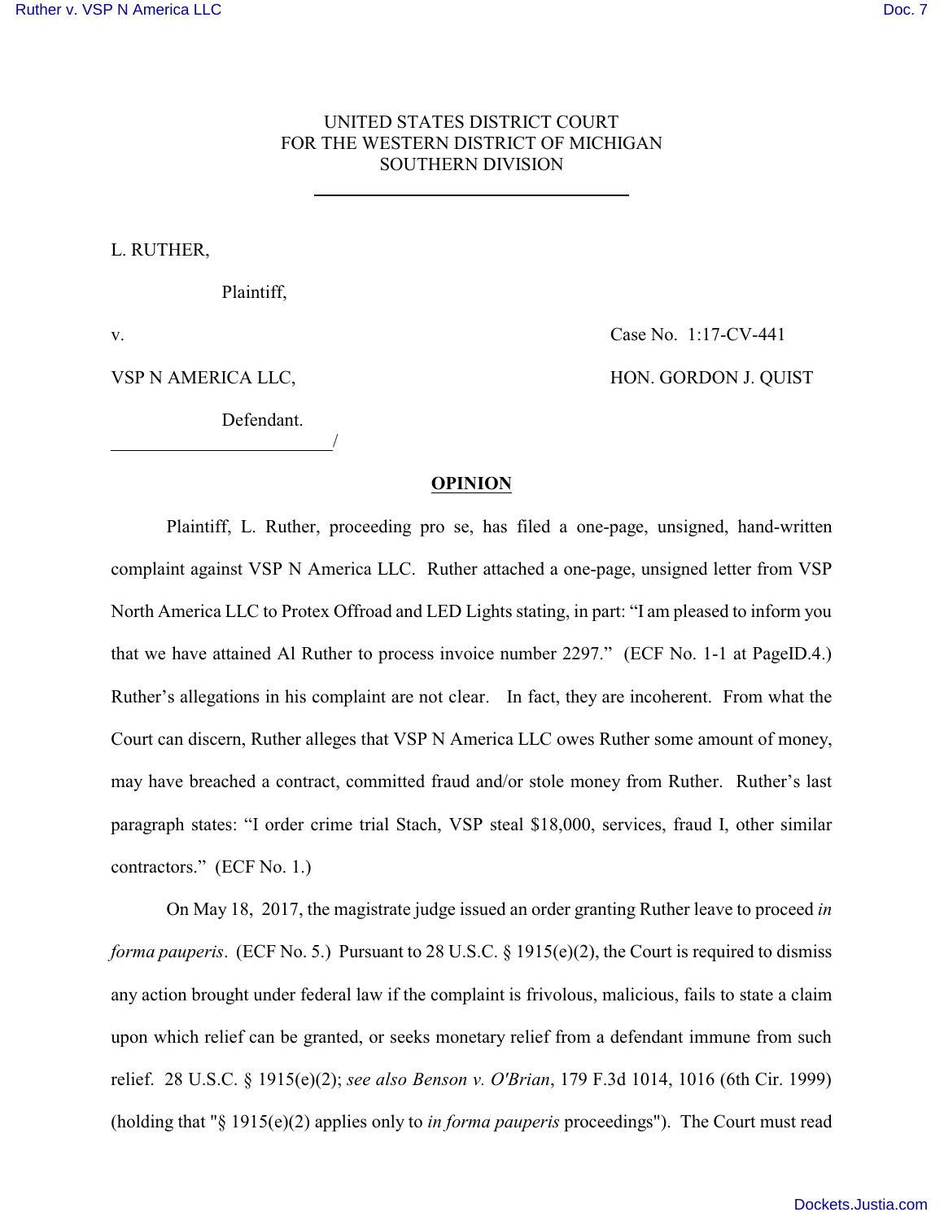UNITED STATES DISTRICT COURT
FOR THE WESTERN DISTRICT OF MICHIGAN
SOUTHERN DIVISION

---

L. RUTHER,

Plaintiff,

v. Case No. 1:17-CV-441

VSP N AMERICA LLC, HON. GORDON J. QUIST

Defendant.

_______________________/

## OPINION

Plaintiff, L. Ruther, proceeding pro se, has filed a one-page, unsigned, hand-written complaint against VSP N America LLC. Ruther attached a one-page, unsigned letter from VSP North America LLC to Protex Offroad and LED Lights stating, in part: "I am pleased to inform you that we have attained Al Ruther to process invoice number 2297." (ECF No. 1-1 at PageID.4.) Ruther's allegations in his complaint are not clear. In fact, they are incoherent. From what the Court can discern, Ruther alleges that VSP N America LLC owes Ruther some amount of money, may have breached a contract, committed fraud and/or stole money from Ruther. Ruther's last paragraph states: "I order crime trial Stach, VSP steal $18,000, services, fraud I, other similar contractors." (ECF No. 1.)

On May 18, 2017, the magistrate judge issued an order granting Ruther leave to proceed *in forma pauperis*. (ECF No. 5.) Pursuant to 28 U.S.C. § 1915(e)(2), the Court is required to dismiss any action brought under federal law if the complaint is frivolous, malicious, fails to state a claim upon which relief can be granted, or seeks monetary relief from a defendant immune from such relief. 28 U.S.C. § 1915(e)(2); *see also Benson v. O'Brian*, 179 F.3d 1014, 1016 (6th Cir. 1999) (holding that "§ 1915(e)(2) applies only to *in forma pauperis* proceedings"). The Court must read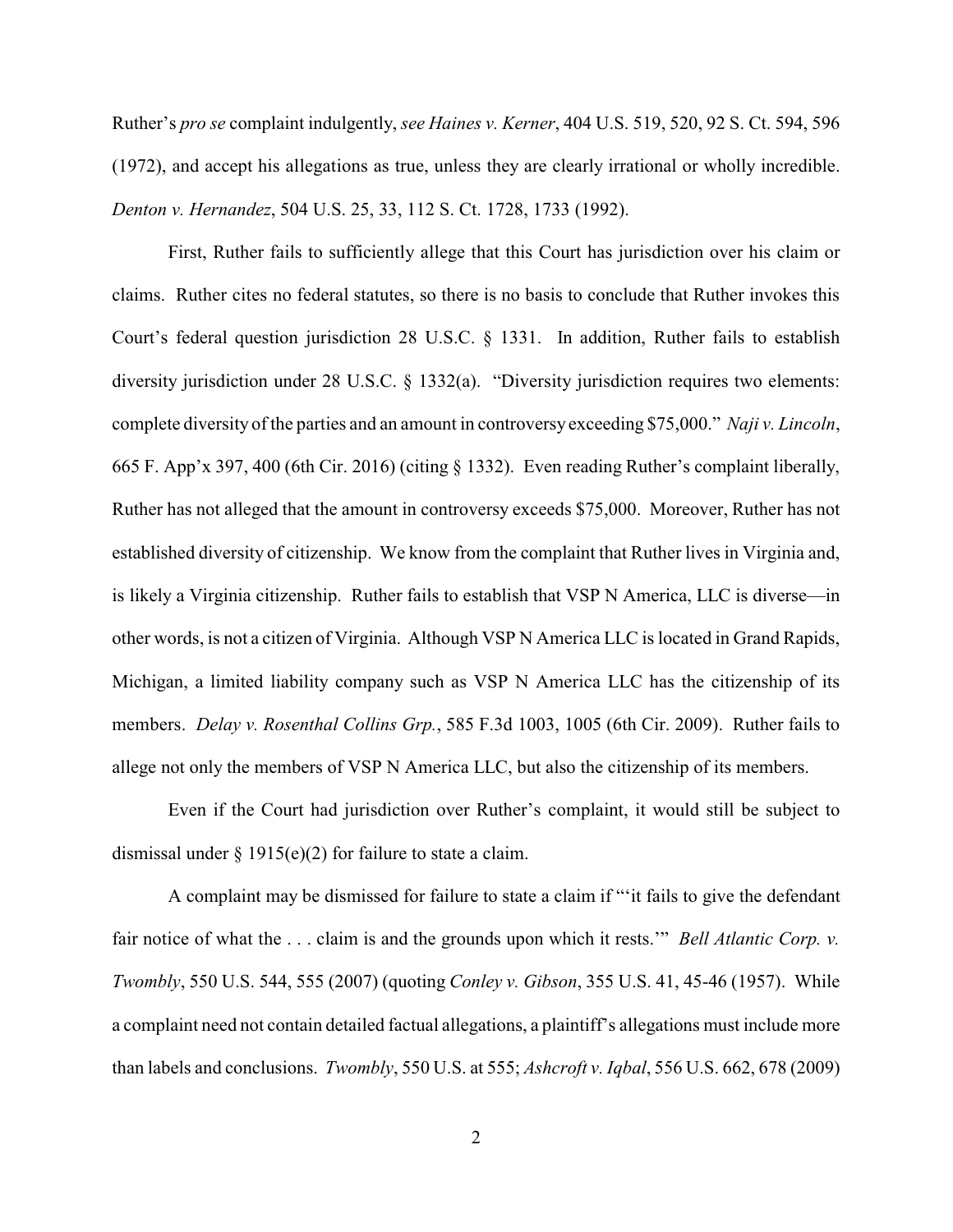Ruther's *pro se* complaint indulgently, *see Haines v. Kerner*, 404 U.S. 519, 520, 92 S. Ct. 594, 596 (1972), and accept his allegations as true, unless they are clearly irrational or wholly incredible. *Denton v. Hernandez*, 504 U.S. 25, 33, 112 S. Ct. 1728, 1733 (1992).

First, Ruther fails to sufficiently allege that this Court has jurisdiction over his claim or claims. Ruther cites no federal statutes, so there is no basis to conclude that Ruther invokes this Court's federal question jurisdiction 28 U.S.C. § 1331. In addition, Ruther fails to establish diversity jurisdiction under 28 U.S.C. § 1332(a). "Diversity jurisdiction requires two elements: complete diversity of the parties and an amount in controversy exceeding $75,000." *Naji v. Lincoln*, 665 F. App'x 397, 400 (6th Cir. 2016) (citing § 1332). Even reading Ruther's complaint liberally, Ruther has not alleged that the amount in controversy exceeds $75,000. Moreover, Ruther has not established diversity of citizenship. We know from the complaint that Ruther lives in Virginia and, is likely a Virginia citizenship. Ruther fails to establish that VSP N America, LLC is diverse—in other words, is not a citizen of Virginia. Although VSP N America LLC is located in Grand Rapids, Michigan, a limited liability company such as VSP N America LLC has the citizenship of its members. *Delay v. Rosenthal Collins Grp.*, 585 F.3d 1003, 1005 (6th Cir. 2009). Ruther fails to allege not only the members of VSP N America LLC, but also the citizenship of its members.

Even if the Court had jurisdiction over Ruther's complaint, it would still be subject to dismissal under § 1915(e)(2) for failure to state a claim.

A complaint may be dismissed for failure to state a claim if "'it fails to give the defendant fair notice of what the . . . claim is and the grounds upon which it rests.'" *Bell Atlantic Corp. v. Twombly*, 550 U.S. 544, 555 (2007) (quoting *Conley v. Gibson*, 355 U.S. 41, 45-46 (1957). While a complaint need not contain detailed factual allegations, a plaintiff's allegations must include more than labels and conclusions. *Twombly*, 550 U.S. at 555; *Ashcroft v. Iqbal*, 556 U.S. 662, 678 (2009)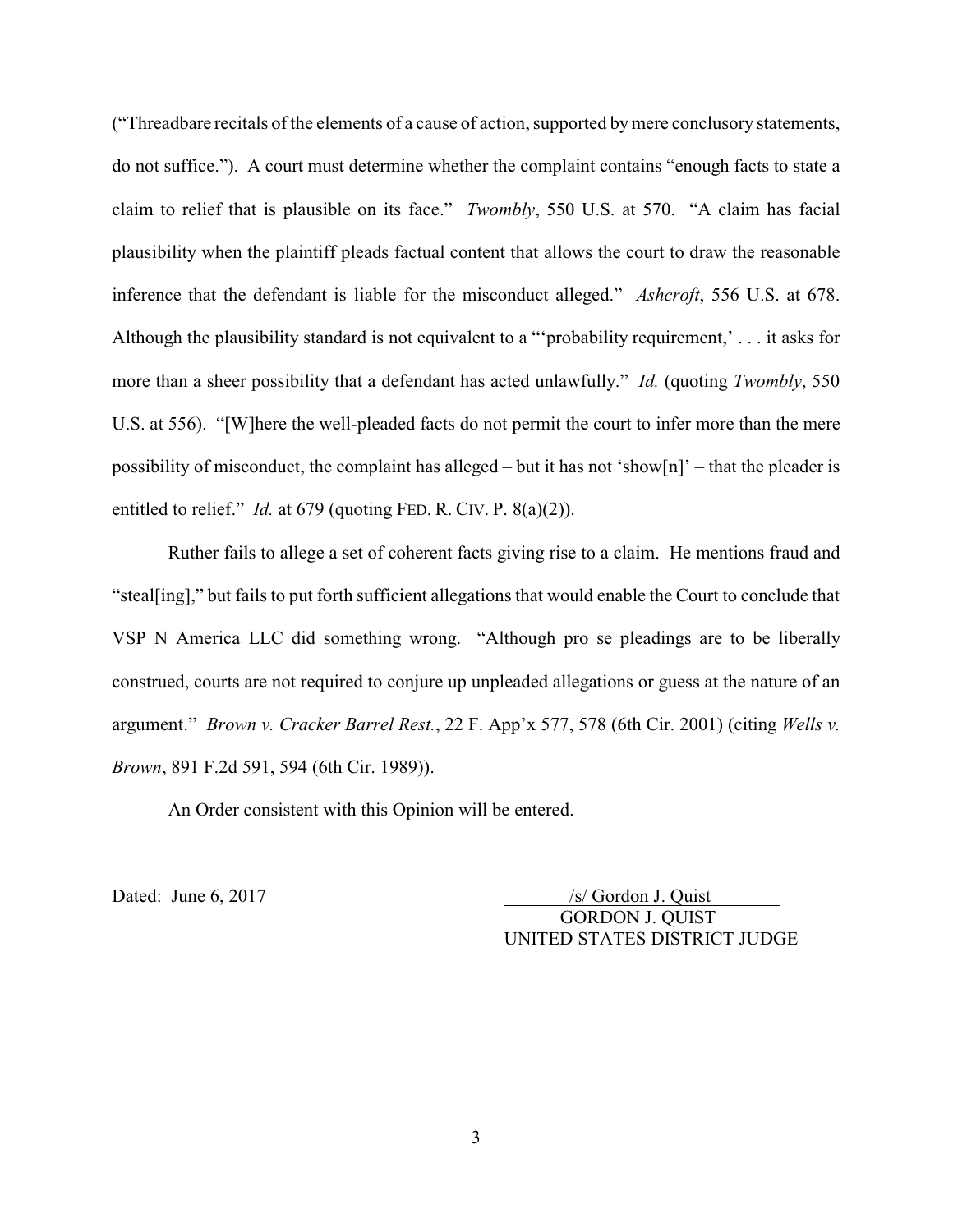("Threadbare recitals of the elements of a cause of action, supported by mere conclusory statements, do not suffice."). A court must determine whether the complaint contains "enough facts to state a claim to relief that is plausible on its face." *Twombly*, 550 U.S. at 570. "A claim has facial plausibility when the plaintiff pleads factual content that allows the court to draw the reasonable inference that the defendant is liable for the misconduct alleged." *Ashcroft*, 556 U.S. at 678. Although the plausibility standard is not equivalent to a "'probability requirement,' . . . it asks for more than a sheer possibility that a defendant has acted unlawfully." *Id.* (quoting *Twombly*, 550 U.S. at 556). "[W]here the well-pleaded facts do not permit the court to infer more than the mere possibility of misconduct, the complaint has alleged – but it has not 'show[n]' – that the pleader is entitled to relief." *Id.* at 679 (quoting FED. R. CIV. P. 8(a)(2)).

Ruther fails to allege a set of coherent facts giving rise to a claim. He mentions fraud and "steal[ing]," but fails to put forth sufficient allegations that would enable the Court to conclude that VSP N America LLC did something wrong. "Although pro se pleadings are to be liberally construed, courts are not required to conjure up unpleaded allegations or guess at the nature of an argument." *Brown v. Cracker Barrel Rest.*, 22 F. App'x 577, 578 (6th Cir. 2001) (citing *Wells v. Brown*, 891 F.2d 591, 594 (6th Cir. 1989)).

An Order consistent with this Opinion will be entered.

Dated: June 6, 2017

/s/ Gordon J. Quist
GORDON J. QUIST
UNITED STATES DISTRICT JUDGE